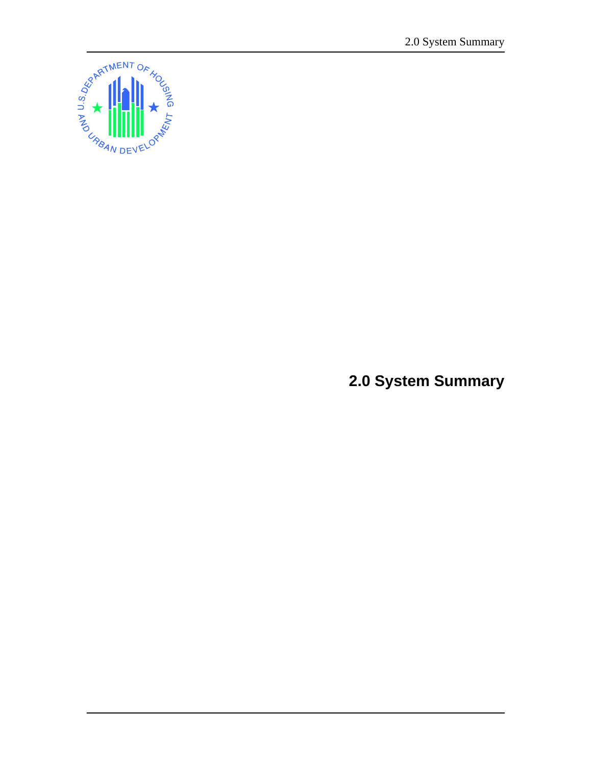# 2.0 System Summary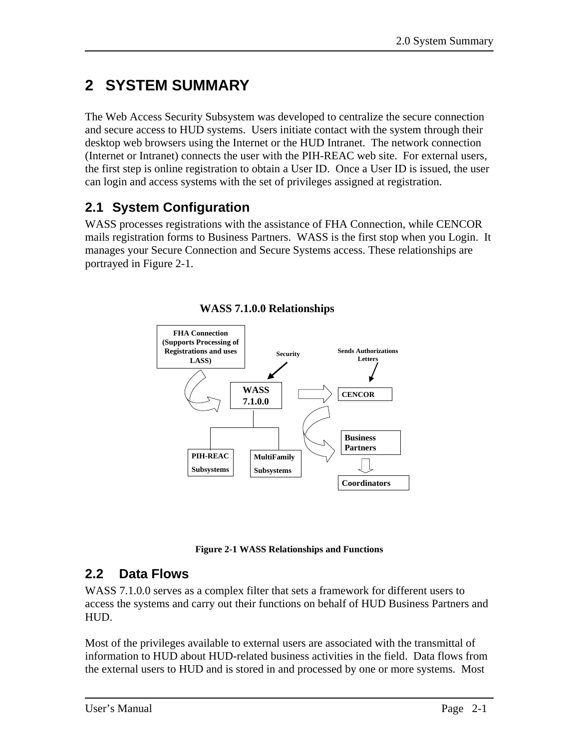# 2 SYSTEM SUMMARY

The Web Access Security Subsystem was developed to centralize the secure connection and secure access to HUD systems. Users initiate contact with the system through their desktop web browsers using the Internet or the HUD Intranet. The network connection (Internet or Intranet) connects the user with the PIH-REAC web site. For external users, the first step is online registration to obtain a User ID. Once a User ID is issued, the user can login and access systems with the set of privileges assigned at registration.

## 2.1 System Configuration

WASS processes registrations with the assistance of FHA Connection, while CENCOR mails registration forms to Business Partners. WASS is the first stop when you Login. It manages your Secure Connection and Secure Systems access. These relationships are portrayed in Figure 2-1.

**WASS 7.1.0.0 Relationships**

FHA Connection (Supports Processing of Registrations and uses LASS)

Security

Sends Authorizations Letters

WASS 7.1.0.0

CENCOR

Business Partners

PIH-REAC Subsystems

MultiFamily Subsystems

Coordinators

**Figure 2-1 WASS Relationships and Functions**

## 2.2 Data Flows

WASS 7.1.0.0 serves as a complex filter that sets a framework for different users to access the systems and carry out their functions on behalf of HUD Business Partners and HUD.

Most of the privileges available to external users are associated with the transmittal of information to HUD about HUD-related business activities in the field. Data flows from the external users to HUD and is stored in and processed by one or more systems. Most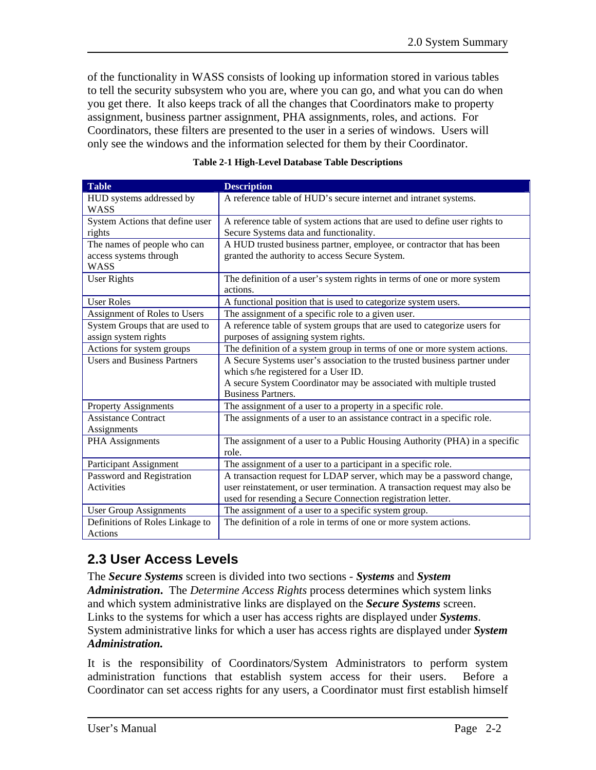of the functionality in WASS consists of looking up information stored in various tables to tell the security subsystem who you are, where you can go, and what you can do when you get there. It also keeps track of all the changes that Coordinators make to property assignment, business partner assignment, PHA assignments, roles, and actions. For Coordinators, these filters are presented to the user in a series of windows. Users will only see the windows and the information selected for them by their Coordinator.

**Table 2-1 High-Level Database Table Descriptions**

| Table | Description |
|---|---|
| HUD systems addressed by WASS | A reference table of HUD's secure internet and intranet systems. |
| System Actions that define user rights | A reference table of system actions that are used to define user rights to Secure Systems data and functionality. |
| The names of people who can access systems through WASS | A HUD trusted business partner, employee, or contractor that has been granted the authority to access Secure System. |
| User Rights | The definition of a user's system rights in terms of one or more system actions. |
| User Roles | A functional position that is used to categorize system users. |
| Assignment of Roles to Users | The assignment of a specific role to a given user. |
| System Groups that are used to assign system rights | A reference table of system groups that are used to categorize users for purposes of assigning system rights. |
| Actions for system groups | The definition of a system group in terms of one or more system actions. |
| Users and Business Partners | A Secure Systems user's association to the trusted business partner under which s/he registered for a User ID. A secure System Coordinator may be associated with multiple trusted Business Partners. |
| Property Assignments | The assignment of a user to a property in a specific role. |
| Assistance Contract Assignments | The assignments of a user to an assistance contract in a specific role. |
| PHA Assignments | The assignment of a user to a Public Housing Authority (PHA) in a specific role. |
| Participant Assignment | The assignment of a user to a participant in a specific role. |
| Password and Registration Activities | A transaction request for LDAP server, which may be a password change, user reinstatement, or user termination. A transaction request may also be used for resending a Secure Connection registration letter. |
| User Group Assignments | The assignment of a user to a specific system group. |
| Definitions of Roles Linkage to Actions | The definition of a role in terms of one or more system actions. |

## 2.3 User Access Levels

The ***Secure Systems*** screen is divided into two sections - ***Systems*** and ***System Administration***. The *Determine Access Rights* process determines which system links and which system administrative links are displayed on the ***Secure Systems*** screen. Links to the systems for which a user has access rights are displayed under ***Systems***. System administrative links for which a user has access rights are displayed under ***System Administration.***

It is the responsibility of Coordinators/System Administrators to perform system administration functions that establish system access for their users. Before a Coordinator can set access rights for any users, a Coordinator must first establish himself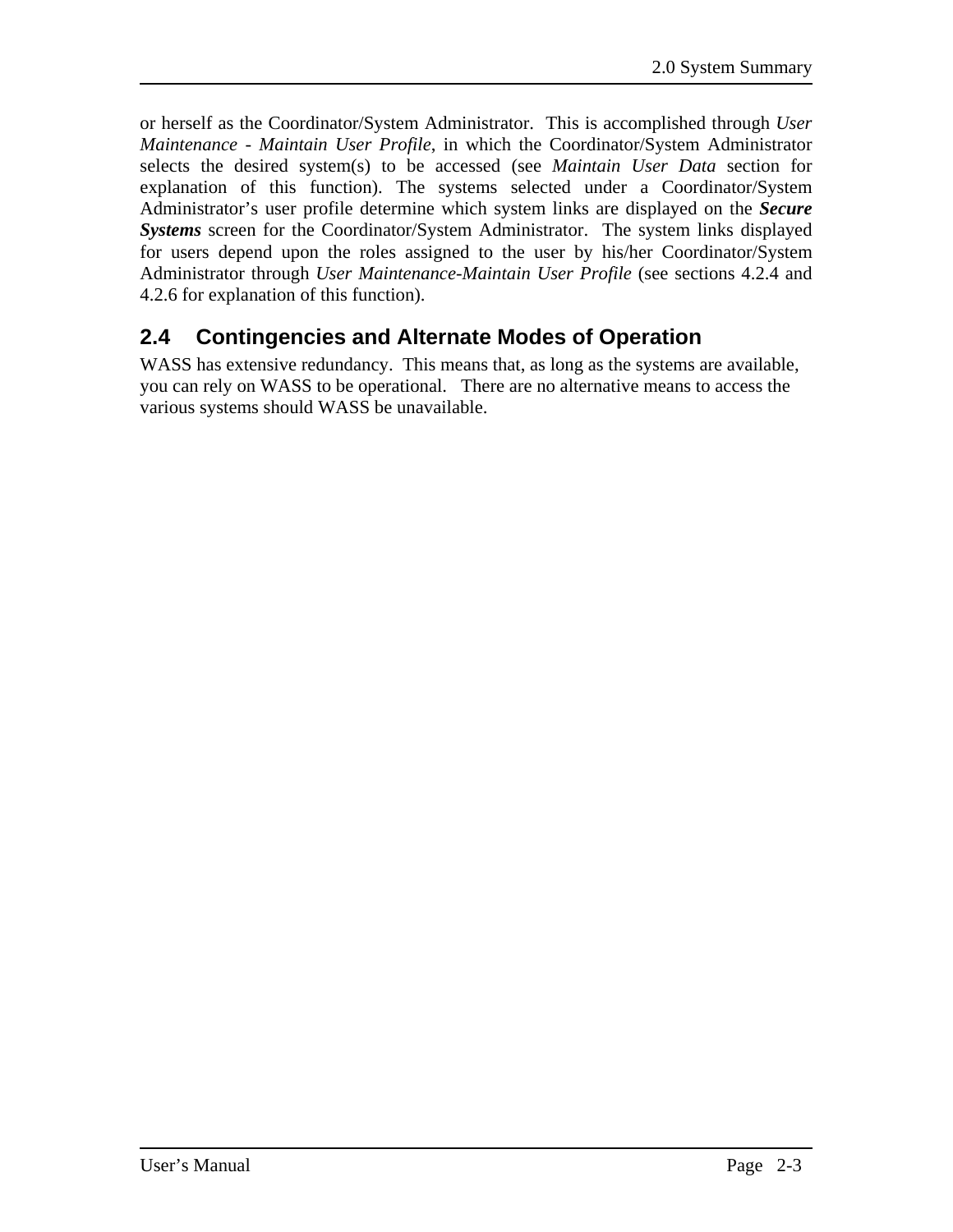or herself as the Coordinator/System Administrator. This is accomplished through *User Maintenance - Maintain User Profile*, in which the Coordinator/System Administrator selects the desired system(s) to be accessed (see *Maintain User Data* section for explanation of this function). The systems selected under a Coordinator/System Administrator's user profile determine which system links are displayed on the ***Secure Systems*** screen for the Coordinator/System Administrator. The system links displayed for users depend upon the roles assigned to the user by his/her Coordinator/System Administrator through *User Maintenance-Maintain User Profile* (see sections 4.2.4 and 4.2.6 for explanation of this function).

## 2.4 Contingencies and Alternate Modes of Operation

WASS has extensive redundancy. This means that, as long as the systems are available, you can rely on WASS to be operational. There are no alternative means to access the various systems should WASS be unavailable.